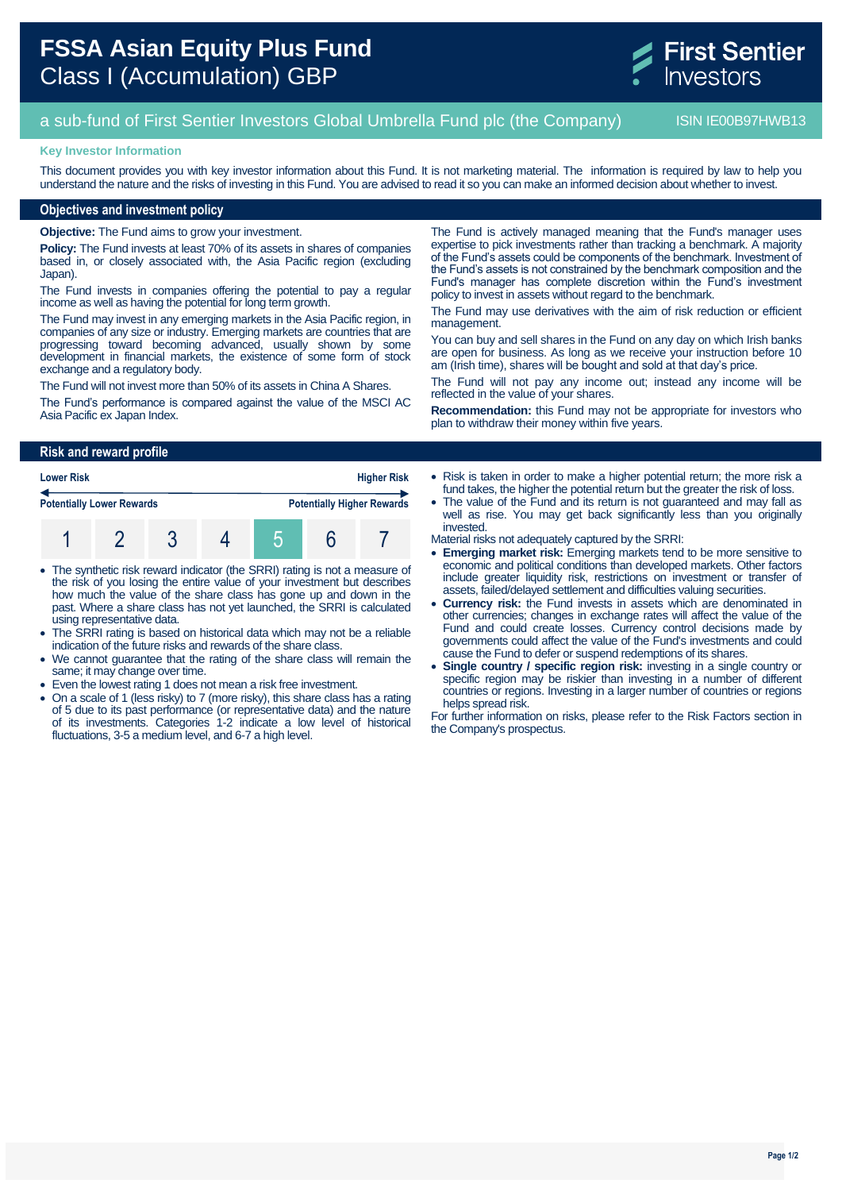# FSSA Asian Equity Plus Fund
## Class I (Accumulation) GBP

First Sentier Investors

a sub-fund of First Sentier Investors Global Umbrella Fund plc (the Company) ISIN IE00B97HWB13

**Key Investor Information**

This document provides you with key investor information about this Fund. It is not marketing material. The information is required by law to help you understand the nature and the risks of investing in this Fund. You are advised to read it so you can make an informed decision about whether to invest.

## Objectives and investment policy

**Objective:** The Fund aims to grow your investment.

**Policy:** The Fund invests at least 70% of its assets in shares of companies based in, or closely associated with, the Asia Pacific region (excluding Japan).

The Fund invests in companies offering the potential to pay a regular income as well as having the potential for long term growth.

The Fund may invest in any emerging markets in the Asia Pacific region, in companies of any size or industry. Emerging markets are countries that are progressing toward becoming advanced, usually shown by some development in financial markets, the existence of some form of stock exchange and a regulatory body.

The Fund will not invest more than 50% of its assets in China A Shares.

The Fund's performance is compared against the value of the MSCI AC Asia Pacific ex Japan Index.

The Fund is actively managed meaning that the Fund's manager uses expertise to pick investments rather than tracking a benchmark. A majority of the Fund's assets could be components of the benchmark. Investment of the Fund's assets is not constrained by the benchmark composition and the Fund's manager has complete discretion within the Fund's investment policy to invest in assets without regard to the benchmark.

The Fund may use derivatives with the aim of risk reduction or efficient management.

You can buy and sell shares in the Fund on any day on which Irish banks are open for business. As long as we receive your instruction before 10 am (Irish time), shares will be bought and sold at that day's price.

The Fund will not pay any income out; instead any income will be reflected in the value of your shares.

**Recommendation:** this Fund may not be appropriate for investors who plan to withdraw their money within five years.

## Risk and reward profile

| Lower Risk | | | | | | Higher Risk |
|---|---|---|---|---|---|---|
| Potentially Lower Rewards | | | | | | Potentially Higher Rewards |
| 1 | 2 | 3 | 4 | **5** | 6 | 7 |

- The synthetic risk reward indicator (the SRRI) rating is not a measure of the risk of you losing the entire value of your investment but describes how much the value of the share class has gone up and down in the past. Where a share class has not yet launched, the SRRI is calculated using representative data.
- The SRRI rating is based on historical data which may not be a reliable indication of the future risks and rewards of the share class.
- We cannot guarantee that the rating of the share class will remain the same; it may change over time.
- Even the lowest rating 1 does not mean a risk free investment.
- On a scale of 1 (less risky) to 7 (more risky), this share class has a rating of 5 due to its past performance (or representative data) and the nature of its investments. Categories 1-2 indicate a low level of historical fluctuations, 3-5 a medium level, and 6-7 a high level.
- Risk is taken in order to make a higher potential return; the more risk a fund takes, the higher the potential return but the greater the risk of loss.
- The value of the Fund and its return is not guaranteed and may fall as well as rise. You may get back significantly less than you originally invested.

Material risks not adequately captured by the SRRI:

- **Emerging market risk:** Emerging markets tend to be more sensitive to economic and political conditions than developed markets. Other factors include greater liquidity risk, restrictions on investment or transfer of assets, failed/delayed settlement and difficulties valuing securities.
- **Currency risk:** the Fund invests in assets which are denominated in other currencies; changes in exchange rates will affect the value of the Fund and could create losses. Currency control decisions made by governments could affect the value of the Fund's investments and could cause the Fund to defer or suspend redemptions of its shares.
- **Single country / specific region risk:** investing in a single country or specific region may be riskier than investing in a number of different countries or regions. Investing in a larger number of countries or regions helps spread risk.

For further information on risks, please refer to the Risk Factors section in the Company's prospectus.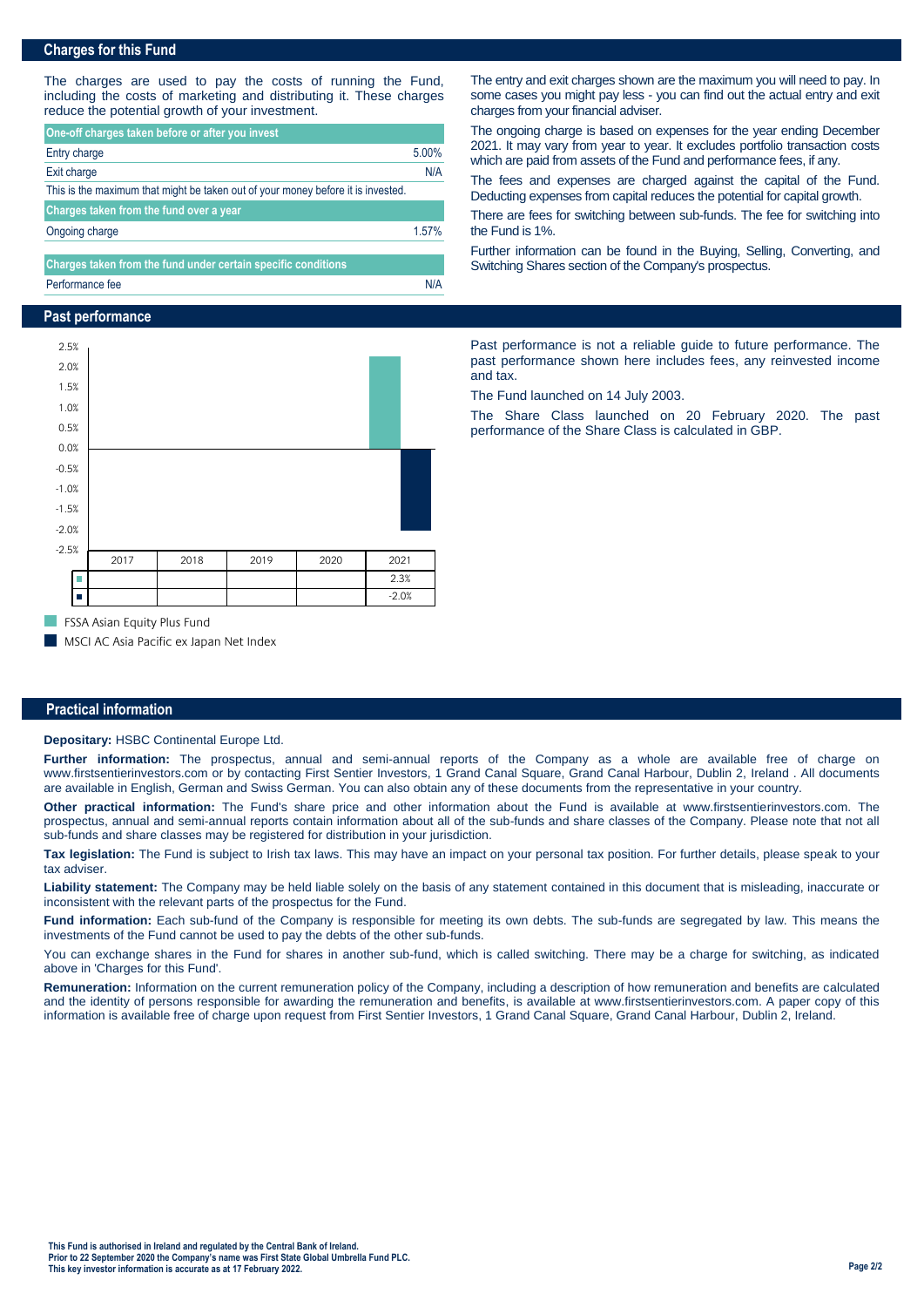## Charges for this Fund

The charges are used to pay the costs of running the Fund, including the costs of marketing and distributing it. These charges reduce the potential growth of your investment.

| One-off charges taken before or after you invest | |
|---|---|
| Entry charge | 5.00% |
| Exit charge | N/A |
| This is the maximum that might be taken out of your money before it is invested. | |
| **Charges taken from the fund over a year** | |
| Ongoing charge | 1.57% |
| **Charges taken from the fund under certain specific conditions** | |
| Performance fee | N/A |

The entry and exit charges shown are the maximum you will need to pay. In some cases you might pay less - you can find out the actual entry and exit charges from your financial adviser.

The ongoing charge is based on expenses for the year ending December 2021. It may vary from year to year. It excludes portfolio transaction costs which are paid from assets of the Fund and performance fees, if any.

The fees and expenses are charged against the capital of the Fund. Deducting expenses from capital reduces the potential for capital growth.

There are fees for switching between sub-funds. The fee for switching into the Fund is 1%.

Further information can be found in the Buying, Selling, Converting, and Switching Shares section of the Company's prospectus.

## Past performance

2.5%
2.0%
1.5%
1.0%
0.5%
0.0%
-0.5%
-1.0%
-1.5%
-2.0%
-2.5%

2017 2018 2019 2020 2021

2.3%
-2.0%

FSSA Asian Equity Plus Fund

MSCI AC Asia Pacific ex Japan Net Index

Past performance is not a reliable guide to future performance. The past performance shown here includes fees, any reinvested income and tax.

The Fund launched on 14 July 2003.

The Share Class launched on 20 February 2020. The past performance of the Share Class is calculated in GBP.

## Practical information

**Depositary:** HSBC Continental Europe Ltd.

**Further information:** The prospectus, annual and semi-annual reports of the Company as a whole are available free of charge on www.firstsentierinvestors.com or by contacting First Sentier Investors, 1 Grand Canal Square, Grand Canal Harbour, Dublin 2, Ireland . All documents are available in English, German and Swiss German. You can also obtain any of these documents from the representative in your country.

**Other practical information:** The Fund's share price and other information about the Fund is available at www.firstsentierinvestors.com. The prospectus, annual and semi-annual reports contain information about all of the sub-funds and share classes of the Company. Please note that not all sub-funds and share classes may be registered for distribution in your jurisdiction.

**Tax legislation:** The Fund is subject to Irish tax laws. This may have an impact on your personal tax position. For further details, please speak to your tax adviser.

**Liability statement:** The Company may be held liable solely on the basis of any statement contained in this document that is misleading, inaccurate or inconsistent with the relevant parts of the prospectus for the Fund.

**Fund information:** Each sub-fund of the Company is responsible for meeting its own debts. The sub-funds are segregated by law. This means the investments of the Fund cannot be used to pay the debts of the other sub-funds.

You can exchange shares in the Fund for shares in another sub-fund, which is called switching. There may be a charge for switching, as indicated above in 'Charges for this Fund'.

**Remuneration:** Information on the current remuneration policy of the Company, including a description of how remuneration and benefits are calculated and the identity of persons responsible for awarding the remuneration and benefits, is available at www.firstsentierinvestors.com. A paper copy of this information is available free of charge upon request from First Sentier Investors, 1 Grand Canal Square, Grand Canal Harbour, Dublin 2, Ireland.

**This Fund is authorised in Ireland and regulated by the Central Bank of Ireland.**
**Prior to 22 September 2020 the Company's name was First State Global Umbrella Fund PLC.**
**This key investor information is accurate as at 17 February 2022.**